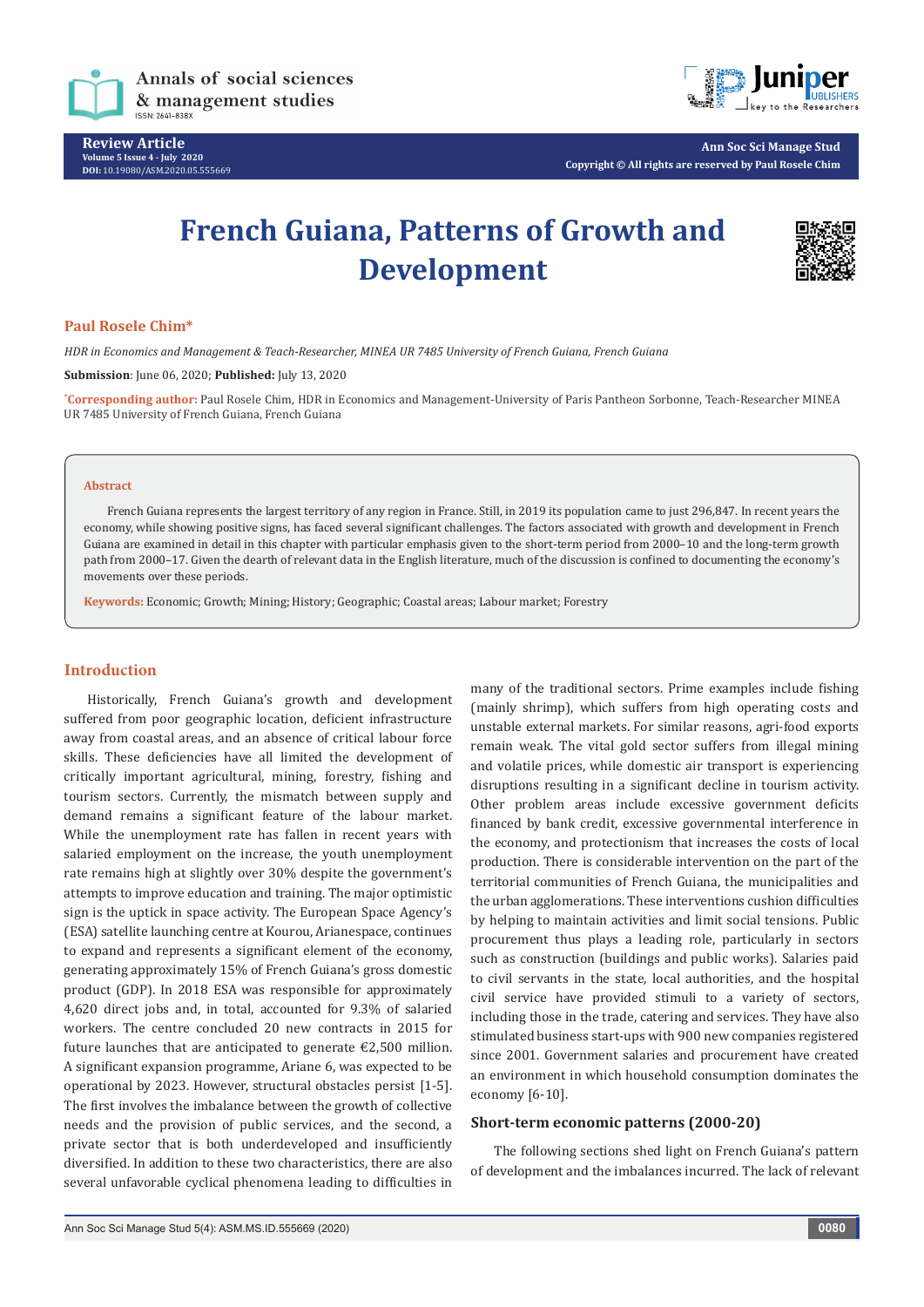Review Article

# French Guiana, Patterns of Growth and Development

**Paul Rosele Chim***

*HDR in Economics and Management & Teach-Researcher, MINEA UR 7485 University of French Guiana, French Guiana*

**Submission**: June 06, 2020; **Published:** July 13, 2020

*Corresponding author: Paul Rosele Chim, HDR in Economics and Management-University of Paris Pantheon Sorbonne, Teach-Researcher MINEA UR 7485 University of French Guiana, French Guiana

## Abstract

French Guiana represents the largest territory of any region in France. Still, in 2019 its population came to just 296,847. In recent years the economy, while showing positive signs, has faced several significant challenges. The factors associated with growth and development in French Guiana are examined in detail in this chapter with particular emphasis given to the short-term period from 2000–10 and the long-term growth path from 2000–17. Given the dearth of relevant data in the English literature, much of the discussion is confined to documenting the economy's movements over these periods.

**Keywords:** Economic; Growth; Mining; History; Geographic; Coastal areas; Labour market; Forestry

## Introduction

Historically, French Guiana's growth and development suffered from poor geographic location, deficient infrastructure away from coastal areas, and an absence of critical labour force skills. These deficiencies have all limited the development of critically important agricultural, mining, forestry, fishing and tourism sectors. Currently, the mismatch between supply and demand remains a significant feature of the labour market. While the unemployment rate has fallen in recent years with salaried employment on the increase, the youth unemployment rate remains high at slightly over 30% despite the government's attempts to improve education and training. The major optimistic sign is the uptick in space activity. The European Space Agency's (ESA) satellite launching centre at Kourou, Arianespace, continues to expand and represents a significant element of the economy, generating approximately 15% of French Guiana's gross domestic product (GDP). In 2018 ESA was responsible for approximately 4,620 direct jobs and, in total, accounted for 9.3% of salaried workers. The centre concluded 20 new contracts in 2015 for future launches that are anticipated to generate €2,500 million. A significant expansion programme, Ariane 6, was expected to be operational by 2023. However, structural obstacles persist [1-5]. The first involves the imbalance between the growth of collective needs and the provision of public services, and the second, a private sector that is both underdeveloped and insufficiently diversified. In addition to these two characteristics, there are also several unfavorable cyclical phenomena leading to difficulties in many of the traditional sectors. Prime examples include fishing (mainly shrimp), which suffers from high operating costs and unstable external markets. For similar reasons, agri-food exports remain weak. The vital gold sector suffers from illegal mining and volatile prices, while domestic air transport is experiencing disruptions resulting in a significant decline in tourism activity. Other problem areas include excessive government deficits financed by bank credit, excessive governmental interference in the economy, and protectionism that increases the costs of local production. There is considerable intervention on the part of the territorial communities of French Guiana, the municipalities and the urban agglomerations. These interventions cushion difficulties by helping to maintain activities and limit social tensions. Public procurement thus plays a leading role, particularly in sectors such as construction (buildings and public works). Salaries paid to civil servants in the state, local authorities, and the hospital civil service have provided stimuli to a variety of sectors, including those in the trade, catering and services. They have also stimulated business start-ups with 900 new companies registered since 2001. Government salaries and procurement have created an environment in which household consumption dominates the economy [6-10].

### Short-term economic patterns (2000-20)

The following sections shed light on French Guiana's pattern of development and the imbalances incurred. The lack of relevant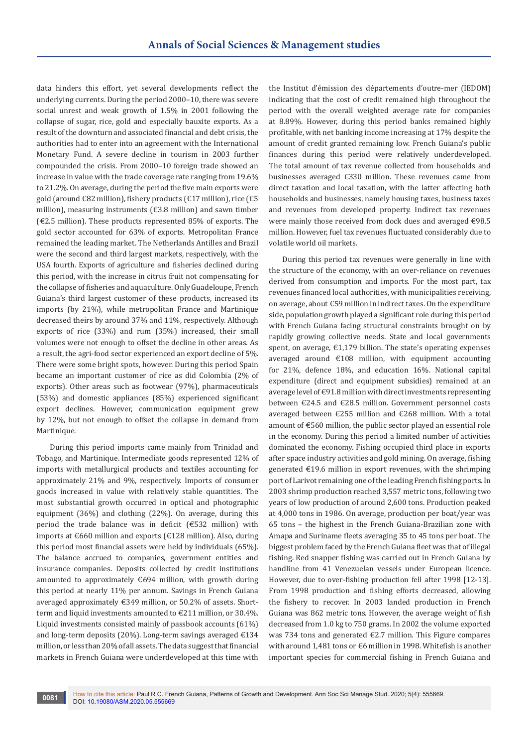data hinders this effort, yet several developments reflect the underlying currents. During the period 2000–10, there was severe social unrest and weak growth of 1.5% in 2001 following the collapse of sugar, rice, gold and especially bauxite exports. As a result of the downturn and associated financial and debt crisis, the authorities had to enter into an agreement with the International Monetary Fund. A severe decline in tourism in 2003 further compounded the crisis. From 2000–10 foreign trade showed an increase in value with the trade coverage rate ranging from 19.6% to 21.2%. On average, during the period the five main exports were gold (around €82 million), fishery products (€17 million), rice (€5 million), measuring instruments (€3.8 million) and sawn timber (€2.5 million). These products represented 85% of exports. The gold sector accounted for 63% of exports. Metropolitan France remained the leading market. The Netherlands Antilles and Brazil were the second and third largest markets, respectively, with the USA fourth. Exports of agriculture and fisheries declined during this period, with the increase in citrus fruit not compensating for the collapse of fisheries and aquaculture. Only Guadeloupe, French Guiana's third largest customer of these products, increased its imports (by 21%), while metropolitan France and Martinique decreased theirs by around 37% and 11%, respectively. Although exports of rice (33%) and rum (35%) increased, their small volumes were not enough to offset the decline in other areas. As a result, the agri-food sector experienced an export decline of 5%. There were some bright spots, however. During this period Spain became an important customer of rice as did Colombia (2% of exports). Other areas such as footwear (97%), pharmaceuticals (53%) and domestic appliances (85%) experienced significant export declines. However, communication equipment grew by 12%, but not enough to offset the collapse in demand from Martinique.

During this period imports came mainly from Trinidad and Tobago, and Martinique. Intermediate goods represented 12% of imports with metallurgical products and textiles accounting for approximately 21% and 9%, respectively. Imports of consumer goods increased in value with relatively stable quantities. The most substantial growth occurred in optical and photographic equipment (36%) and clothing (22%). On average, during this period the trade balance was in deficit (€532 million) with imports at €660 million and exports (€128 million). Also, during this period most financial assets were held by individuals (65%). The balance accrued to companies, government entities and insurance companies. Deposits collected by credit institutions amounted to approximately €694 million, with growth during this period at nearly 11% per annum. Savings in French Guiana averaged approximately €349 million, or 50.2% of assets. Short-term and liquid investments amounted to €211 million, or 30.4%. Liquid investments consisted mainly of passbook accounts (61%) and long-term deposits (20%). Long-term savings averaged €134 million, or less than 20% of all assets. The data suggest that financial markets in French Guiana were underdeveloped at this time with the Institut d'émission des départements d'outre-mer (IEDOM) indicating that the cost of credit remained high throughout the period with the overall weighted average rate for companies at 8.89%. However, during this period banks remained highly profitable, with net banking income increasing at 17% despite the amount of credit granted remaining low. French Guiana's public finances during this period were relatively underdeveloped. The total amount of tax revenue collected from households and businesses averaged €330 million. These revenues came from direct taxation and local taxation, with the latter affecting both households and businesses, namely housing taxes, business taxes and revenues from developed property. Indirect tax revenues were mainly those received from dock dues and averaged €98.5 million. However, fuel tax revenues fluctuated considerably due to volatile world oil markets.

During this period tax revenues were generally in line with the structure of the economy, with an over-reliance on revenues derived from consumption and imports. For the most part, tax revenues financed local authorities, with municipalities receiving, on average, about €59 million in indirect taxes. On the expenditure side, population growth played a significant role during this period with French Guiana facing structural constraints brought on by rapidly growing collective needs. State and local governments spent, on average, €1,179 billion. The state's operating expenses averaged around €108 million, with equipment accounting for 21%, defence 18%, and education 16%. National capital expenditure (direct and equipment subsidies) remained at an average level of €91.8 million with direct investments representing between €24.5 and €28.5 million. Government personnel costs averaged between €255 million and €268 million. With a total amount of €560 million, the public sector played an essential role in the economy. During this period a limited number of activities dominated the economy. Fishing occupied third place in exports after space industry activities and gold mining. On average, fishing generated €19.6 million in export revenues, with the shrimping port of Larivot remaining one of the leading French fishing ports. In 2003 shrimp production reached 3,557 metric tons, following two years of low production of around 2,600 tons. Production peaked at 4,000 tons in 1986. On average, production per boat/year was 65 tons – the highest in the French Guiana-Brazilian zone with Amapa and Suriname fleets averaging 35 to 45 tons per boat. The biggest problem faced by the French Guiana fleet was that of illegal fishing. Red snapper fishing was carried out in French Guiana by handline from 41 Venezuelan vessels under European licence. However, due to over-fishing production fell after 1998 [12-13]. From 1998 production and fishing efforts decreased, allowing the fishery to recover. In 2003 landed production in French Guiana was 862 metric tons. However, the average weight of fish decreased from 1.0 kg to 750 grams. In 2002 the volume exported was 734 tons and generated €2.7 million. This Figure compares with around 1,481 tons or €6 million in 1998. Whitefish is another important species for commercial fishing in French Guiana and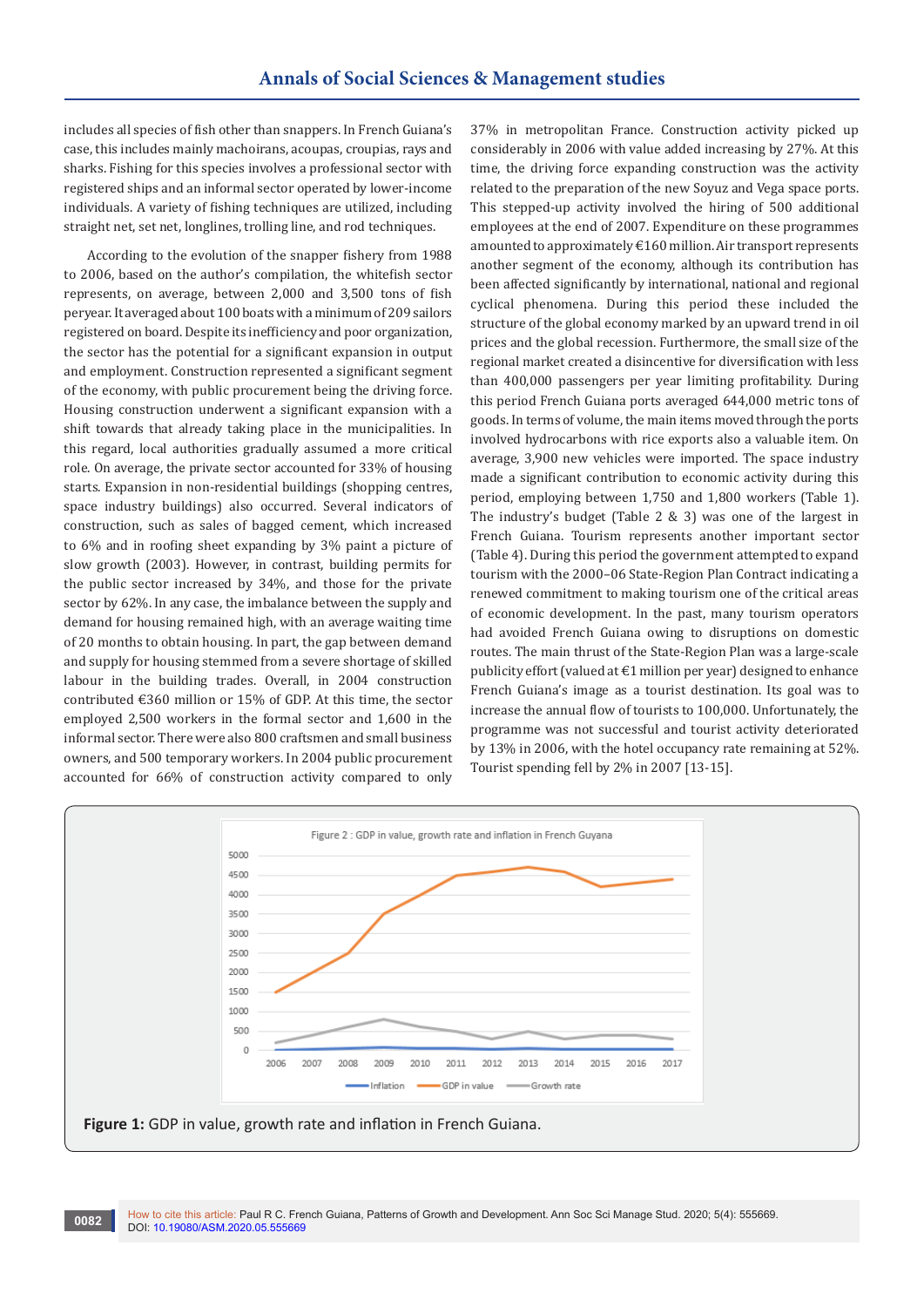includes all species of fish other than snappers. In French Guiana's case, this includes mainly machoirans, acoupas, croupias, rays and sharks. Fishing for this species involves a professional sector with registered ships and an informal sector operated by lower-income individuals. A variety of fishing techniques are utilized, including straight net, set net, longlines, trolling line, and rod techniques.

According to the evolution of the snapper fishery from 1988 to 2006, based on the author's compilation, the whitefish sector represents, on average, between 2,000 and 3,500 tons of fish peryear. It averaged about 100 boats with a minimum of 209 sailors registered on board. Despite its inefficiency and poor organization, the sector has the potential for a significant expansion in output and employment. Construction represented a significant segment of the economy, with public procurement being the driving force. Housing construction underwent a significant expansion with a shift towards that already taking place in the municipalities. In this regard, local authorities gradually assumed a more critical role. On average, the private sector accounted for 33% of housing starts. Expansion in non-residential buildings (shopping centres, space industry buildings) also occurred. Several indicators of construction, such as sales of bagged cement, which increased to 6% and in roofing sheet expanding by 3% paint a picture of slow growth (2003). However, in contrast, building permits for the public sector increased by 34%, and those for the private sector by 62%. In any case, the imbalance between the supply and demand for housing remained high, with an average waiting time of 20 months to obtain housing. In part, the gap between demand and supply for housing stemmed from a severe shortage of skilled labour in the building trades. Overall, in 2004 construction contributed €360 million or 15% of GDP. At this time, the sector employed 2,500 workers in the formal sector and 1,600 in the informal sector. There were also 800 craftsmen and small business owners, and 500 temporary workers. In 2004 public procurement accounted for 66% of construction activity compared to only 37% in metropolitan France. Construction activity picked up considerably in 2006 with value added increasing by 27%. At this time, the driving force expanding construction was the activity related to the preparation of the new Soyuz and Vega space ports. This stepped-up activity involved the hiring of 500 additional employees at the end of 2007. Expenditure on these programmes amounted to approximately €160 million. Air transport represents another segment of the economy, although its contribution has been affected significantly by international, national and regional cyclical phenomena. During this period these included the structure of the global economy marked by an upward trend in oil prices and the global recession. Furthermore, the small size of the regional market created a disincentive for diversification with less than 400,000 passengers per year limiting profitability. During this period French Guiana ports averaged 644,000 metric tons of goods. In terms of volume, the main items moved through the ports involved hydrocarbons with rice exports also a valuable item. On average, 3,900 new vehicles were imported. The space industry made a significant contribution to economic activity during this period, employing between 1,750 and 1,800 workers (Table 1). The industry's budget (Table 2 & 3) was one of the largest in French Guiana. Tourism represents another important sector (Table 4). During this period the government attempted to expand tourism with the 2000–06 State-Region Plan Contract indicating a renewed commitment to making tourism one of the critical areas of economic development. In the past, many tourism operators had avoided French Guiana owing to disruptions on domestic routes. The main thrust of the State-Region Plan was a large-scale publicity effort (valued at €1 million per year) designed to enhance French Guiana's image as a tourist destination. Its goal was to increase the annual flow of tourists to 100,000. Unfortunately, the programme was not successful and tourist activity deteriorated by 13% in 2006, with the hotel occupancy rate remaining at 52%. Tourist spending fell by 2% in 2007 [13-15].

**Figure 1:** GDP in value, growth rate and inflation in French Guiana.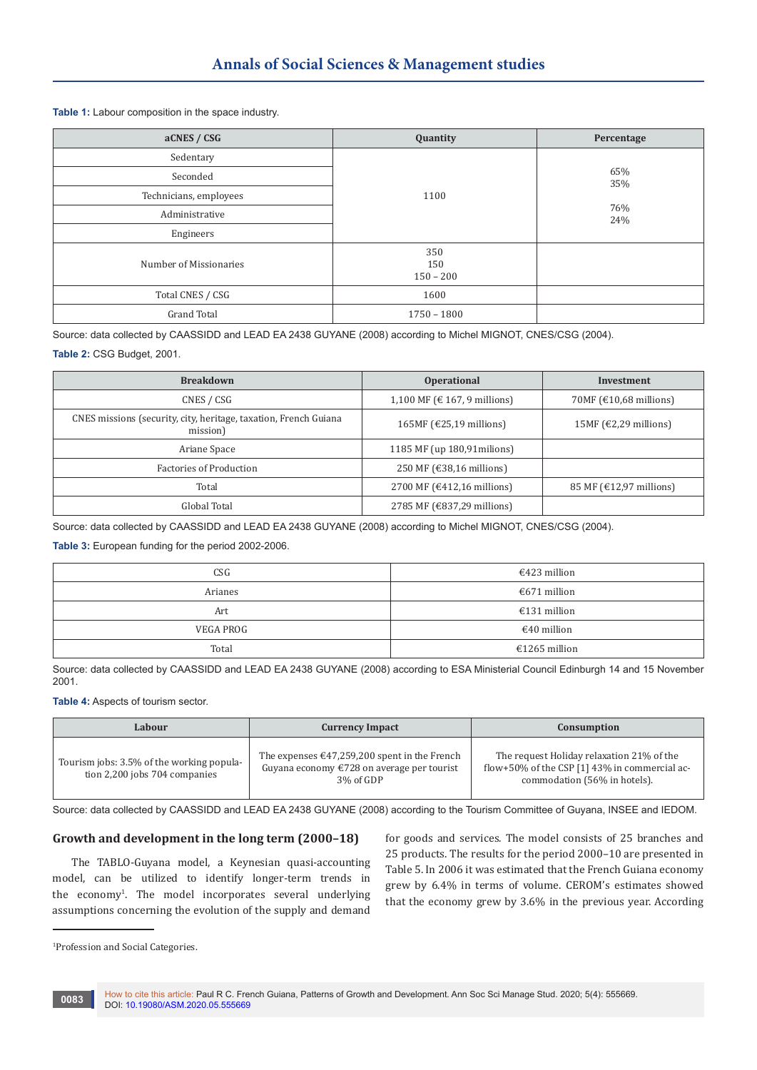**Table 1:** Labour composition in the space industry.

| aCNES / CSG | Quantity | Percentage |
| --- | --- | --- |
| Sedentary | 1100 | 65% 35% 76% 24% |
| Seconded | | |
| Technicians, employees | | |
| Administrative | | |
| Engineers | | |
| Number of Missionaries | 350 150 150 – 200 | |
| Total CNES / CSG | 1600 | |
| Grand Total | 1750 – 1800 | |

Source: data collected by CAASSIDD and LEAD EA 2438 GUYANE (2008) according to Michel MIGNOT, CNES/CSG (2004).

**Table 2:** CSG Budget, 2001.

| Breakdown | Operational | Investment |
| --- | --- | --- |
| CNES / CSG | 1,100 MF (€ 167, 9 millions) | 70MF (€10,68 millions) |
| CNES missions (security, city, heritage, taxation, French Guiana mission) | 165MF (€25,19 millions) | 15MF (€2,29 millions) |
| Ariane Space | 1185 MF (up 180,91milions) | |
| Factories of Production | 250 MF (€38,16 millions) | |
| Total | 2700 MF (€412,16 millions) | 85 MF (€12,97 millions) |
| Global Total | 2785 MF (€837,29 millions) | |

Source: data collected by CAASSIDD and LEAD EA 2438 GUYANE (2008) according to Michel MIGNOT, CNES/CSG (2004).

**Table 3:** European funding for the period 2002-2006.

| | |
| --- | --- |
| CSG | €423 million |
| Arianes | €671 million |
| Art | €131 million |
| VEGA PROG | €40 million |
| Total | €1265 million |

Source: data collected by CAASSIDD and LEAD EA 2438 GUYANE (2008) according to ESA Ministerial Council Edinburgh 14 and 15 November 2001.

**Table 4:** Aspects of tourism sector.

| Labour | Currency Impact | Consumption |
| --- | --- | --- |
| Tourism jobs: 3.5% of the working population 2,200 jobs 704 companies | The expenses €47,259,200 spent in the French Guyana economy €728 on average per tourist 3% of GDP | The request Holiday relaxation 21% of the flow+50% of the CSP [1] 43% in commercial accommodation (56% in hotels). |

Source: data collected by CAASSIDD and LEAD EA 2438 GUYANE (2008) according to the Tourism Committee of Guyana, INSEE and IEDOM.

## Growth and development in the long term (2000–18)

The TABLO-Guyana model, a Keynesian quasi-accounting model, can be utilized to identify longer-term trends in the economy[1]. The model incorporates several underlying assumptions concerning the evolution of the supply and demand for goods and services. The model consists of 25 branches and 25 products. The results for the period 2000–10 are presented in Table 5. In 2006 it was estimated that the French Guiana economy grew by 6.4% in terms of volume. CEROM's estimates showed that the economy grew by 3.6% in the previous year. According

[1]Profession and Social Categories.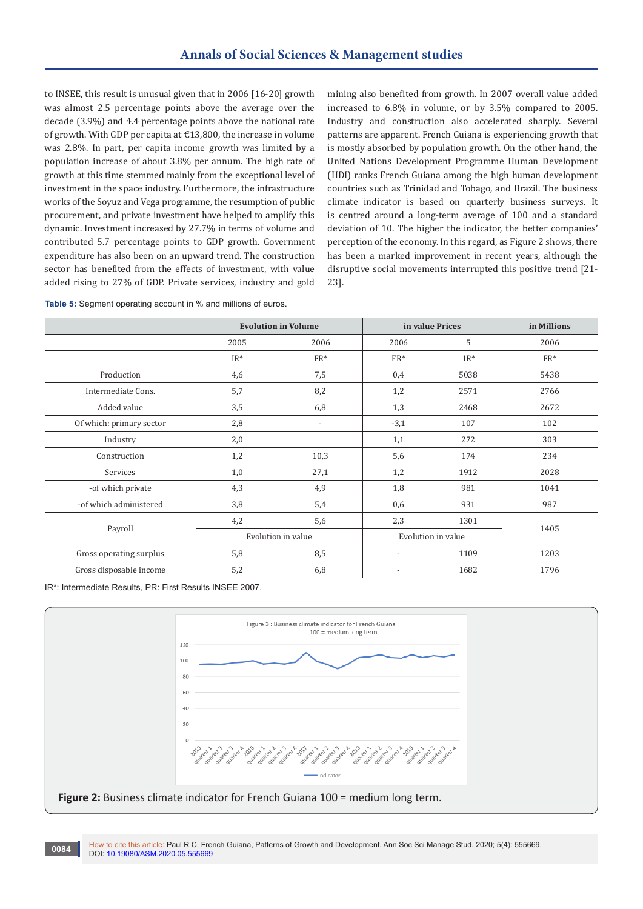to INSEE, this result is unusual given that in 2006 [16-20] growth was almost 2.5 percentage points above the average over the decade (3.9%) and 4.4 percentage points above the national rate of growth. With GDP per capita at €13,800, the increase in volume was 2.8%. In part, per capita income growth was limited by a population increase of about 3.8% per annum. The high rate of growth at this time stemmed mainly from the exceptional level of investment in the space industry. Furthermore, the infrastructure works of the Soyuz and Vega programme, the resumption of public procurement, and private investment have helped to amplify this dynamic. Investment increased by 27.7% in terms of volume and contributed 5.7 percentage points to GDP growth. Government expenditure has also been on an upward trend. The construction sector has benefited from the effects of investment, with value added rising to 27% of GDP. Private services, industry and gold mining also benefited from growth. In 2007 overall value added increased to 6.8% in volume, or by 3.5% compared to 2005. Industry and construction also accelerated sharply. Several patterns are apparent. French Guiana is experiencing growth that is mostly absorbed by population growth. On the other hand, the United Nations Development Programme Human Development (HDI) ranks French Guiana among the high human development countries such as Trinidad and Tobago, and Brazil. The business climate indicator is based on quarterly business surveys. It is centred around a long-term average of 100 and a standard deviation of 10. The higher the indicator, the better companies' perception of the economy. In this regard, as Figure 2 shows, there has been a marked improvement in recent years, although the disruptive social movements interrupted this positive trend [21-23].

**Table 5:** Segment operating account in % and millions of euros.

| | Evolution in Volume | | in value Prices | | in Millions |
|---|---|---|---|---|---|
| | 2005 | 2006 | 2006 | 5 | 2006 |
| | IR* | FR* | FR* | IR* | FR* |
| Production | 4,6 | 7,5 | 0,4 | 5038 | 5438 |
| Intermediate Cons. | 5,7 | 8,2 | 1,2 | 2571 | 2766 |
| Added value | 3,5 | 6,8 | 1,3 | 2468 | 2672 |
| Of which: primary sector | 2,8 | - | -3,1 | 107 | 102 |
| Industry | 2,0 | | 1,1 | 272 | 303 |
| Construction | 1,2 | 10,3 | 5,6 | 174 | 234 |
| Services | 1,0 | 27,1 | 1,2 | 1912 | 2028 |
| -of which private | 4,3 | 4,9 | 1,8 | 981 | 1041 |
| -of which administered | 3,8 | 5,4 | 0,6 | 931 | 987 |
| Payroll | 4,2 | 5,6 | 2,3 | 1301 | 1405 |
| | Evolution in value | | Evolution in value | | |
| Gross operating surplus | 5,8 | 8,5 | - | 1109 | 1203 |
| Gross disposable income | 5,2 | 6,8 | - | 1682 | 1796 |

IR*: Intermediate Results, PR: First Results INSEE 2007.

**Figure 2:** Business climate indicator for French Guiana 100 = medium long term.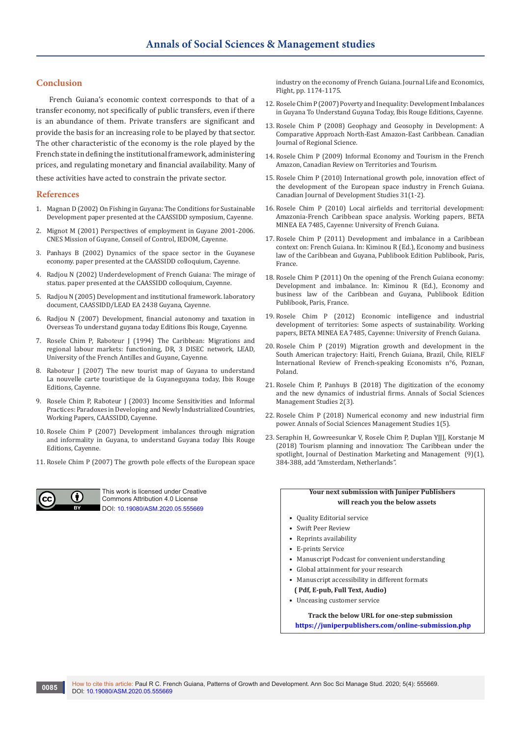## Conclusion

French Guiana's economic context corresponds to that of a transfer economy, not specifically of public transfers, even if there is an abundance of them. Private transfers are significant and provide the basis for an increasing role to be played by that sector. The other characteristic of the economy is the role played by the French state in defining the institutional framework, administering prices, and regulating monetary and financial availability. Many of these activities have acted to constrain the private sector.

## References

1. Magnan D (2002) On Fishing in Guyana: The Conditions for Sustainable Development paper presented at the CAASSIDD symposium, Cayenne.
2. Mignot M (2001) Perspectives of employment in Guyane 2001-2006. CNES Mission of Guyane, Conseil of Control, IEDOM, Cayenne.
3. Panhays B (2002) Dynamics of the space sector in the Guyanese economy. paper presented at the CAASSIDD colloquium, Cayenne.
4. Radjou N (2002) Underdevelopment of French Guiana: The mirage of status. paper presented at the CAASSIDD colloquium, Cayenne.
5. Radjou N (2005) Development and institutional framework. laboratory document, CAASSIDD/LEAD EA 2438 Guyana, Cayenne.
6. Radjou N (2007) Development, financial autonomy and taxation in Overseas To understand guyana today Editions Ibis Rouge, Cayenne.
7. Rosele Chim P, Raboteur J (1994) The Caribbean: Migrations and regional labour markets: functioning, DR, 3 DISEC network, LEAD, University of the French Antilles and Guyane, Cayenne.
8. Raboteur J (2007) The new tourist map of Guyana to understand La nouvelle carte touristique de la Guyaneguyana today, Ibis Rouge Editions, Cayenne.
9. Rosele Chim P, Raboteur J (2003) Income Sensitivities and Informal Practices: Paradoxes in Developing and Newly Industrialized Countries, Working Papers, CAASSIDD, Cayenne.
10. Rosele Chim P (2007) Development imbalances through migration and informality in Guyana, to understand Guyana today Ibis Rouge Editions, Cayenne.
11. Rosele Chim P (2007) The growth pole effects of the European space industry on the economy of French Guiana. Journal Life and Economics, Flight, pp. 1174-1175.
12. Rosele Chim P (2007) Poverty and Inequality: Development Imbalances in Guyana To Understand Guyana Today, Ibis Rouge Editions, Cayenne.
13. Rosele Chim P (2008) Geophagy and Geosophy in Development: A Comparative Approach North-East Amazon-East Caribbean. Canadian Journal of Regional Science.
14. Rosele Chim P (2009) Informal Economy and Tourism in the French Amazon, Canadian Review on Territories and Tourism.
15. Rosele Chim P (2010) International growth pole, innovation effect of the development of the European space industry in French Guiana. Canadian Journal of Development Studies 31(1-2).
16. Rosele Chim P (2010) Local airfields and territorial development: Amazonia-French Caribbean space analysis. Working papers, BETA MINEA EA 7485, Cayenne: University of French Guiana.
17. Rosele Chim P (2011) Development and imbalance in a Caribbean context on: French Guiana. In: Kiminou R (Ed.), Economy and business law of the Caribbean and Guyana, Publibook Edition Publibook, Paris, France.
18. Rosele Chim P (2011) On the opening of the French Guiana economy: Development and imbalance. In: Kiminou R (Ed.), Economy and business law of the Caribbean and Guyana, Publibook Edition Publibook, Paris, France.
19. Rosele Chim P (2012) Economic intelligence and industrial development of territories: Some aspects of sustainability. Working papers, BETA MINEA EA 7485, Cayenne: University of French Guiana.
20. Rosele Chim P (2019) Migration growth and development in the South American trajectory: Haiti, French Guiana, Brazil, Chile, RIELF International Review of French-speaking Economists n°6, Poznan, Poland.
21. Rosele Chim P, Panhuys B (2018) The digitization of the economy and the new dynamics of industrial firms. Annals of Social Sciences Management Studies 2(3).
22. Rosele Chim P (2018) Numerical economy and new industrial firm power. Annals of Social Sciences Management Studies 1(5).
23. Seraphin H, Gowreesunkar V, Rosele Chim P, Duplan YJJJ, Korstanje M (2018) Tourism planning and innovation: The Caribbean under the spotlight, Journal of Destination Marketing and Management (9)(1), 384-388, add "Amsterdam, Netherlands".

This work is licensed under Creative Commons Attribution 4.0 License
DOI: 10.19080/ASM.2020.05.555669

**Your next submission with Juniper Publishers will reach you the below assets**

- Quality Editorial service
- Swift Peer Review
- Reprints availability
- E-prints Service
- Manuscript Podcast for convenient understanding
- Global attainment for your research
- Manuscript accessibility in different formats
  **( Pdf, E-pub, Full Text, Audio)**
- Unceasing customer service

**Track the below URL for one-step submission**
**https://juniperpublishers.com/online-submission.php**